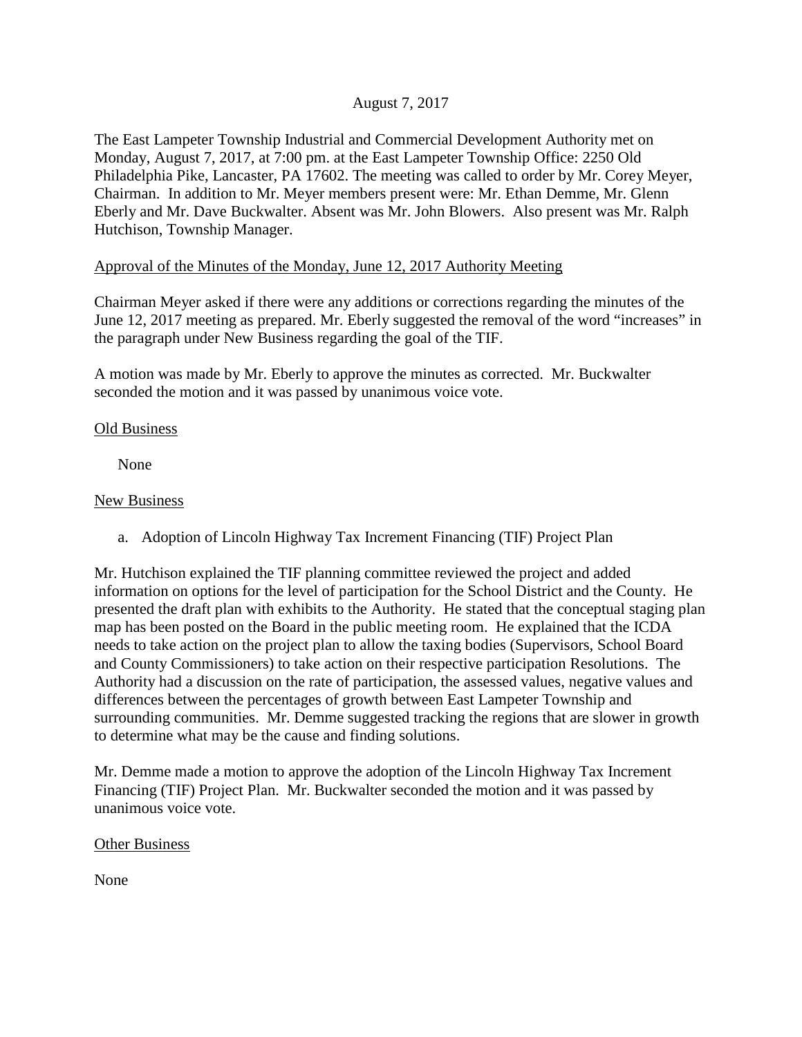August 7, 2017

The East Lampeter Township Industrial and Commercial Development Authority met on Monday, August 7, 2017, at 7:00 pm. at the East Lampeter Township Office: 2250 Old Philadelphia Pike, Lancaster, PA 17602. The meeting was called to order by Mr. Corey Meyer, Chairman. In addition to Mr. Meyer members present were: Mr. Ethan Demme, Mr. Glenn Eberly and Mr. Dave Buckwalter. Absent was Mr. John Blowers. Also present was Mr. Ralph Hutchison, Township Manager.

<u>Approval of the Minutes of the Monday, June 12, 2017 Authority Meeting</u>

Chairman Meyer asked if there were any additions or corrections regarding the minutes of the June 12, 2017 meeting as prepared. Mr. Eberly suggested the removal of the word "increases" in the paragraph under New Business regarding the goal of the TIF.

A motion was made by Mr. Eberly to approve the minutes as corrected. Mr. Buckwalter seconded the motion and it was passed by unanimous voice vote.

<u>Old Business</u>

None

<u>New Business</u>

a. Adoption of Lincoln Highway Tax Increment Financing (TIF) Project Plan

Mr. Hutchison explained the TIF planning committee reviewed the project and added information on options for the level of participation for the School District and the County. He presented the draft plan with exhibits to the Authority. He stated that the conceptual staging plan map has been posted on the Board in the public meeting room. He explained that the ICDA needs to take action on the project plan to allow the taxing bodies (Supervisors, School Board and County Commissioners) to take action on their respective participation Resolutions. The Authority had a discussion on the rate of participation, the assessed values, negative values and differences between the percentages of growth between East Lampeter Township and surrounding communities. Mr. Demme suggested tracking the regions that are slower in growth to determine what may be the cause and finding solutions.

Mr. Demme made a motion to approve the adoption of the Lincoln Highway Tax Increment Financing (TIF) Project Plan. Mr. Buckwalter seconded the motion and it was passed by unanimous voice vote.

<u>Other Business</u>

None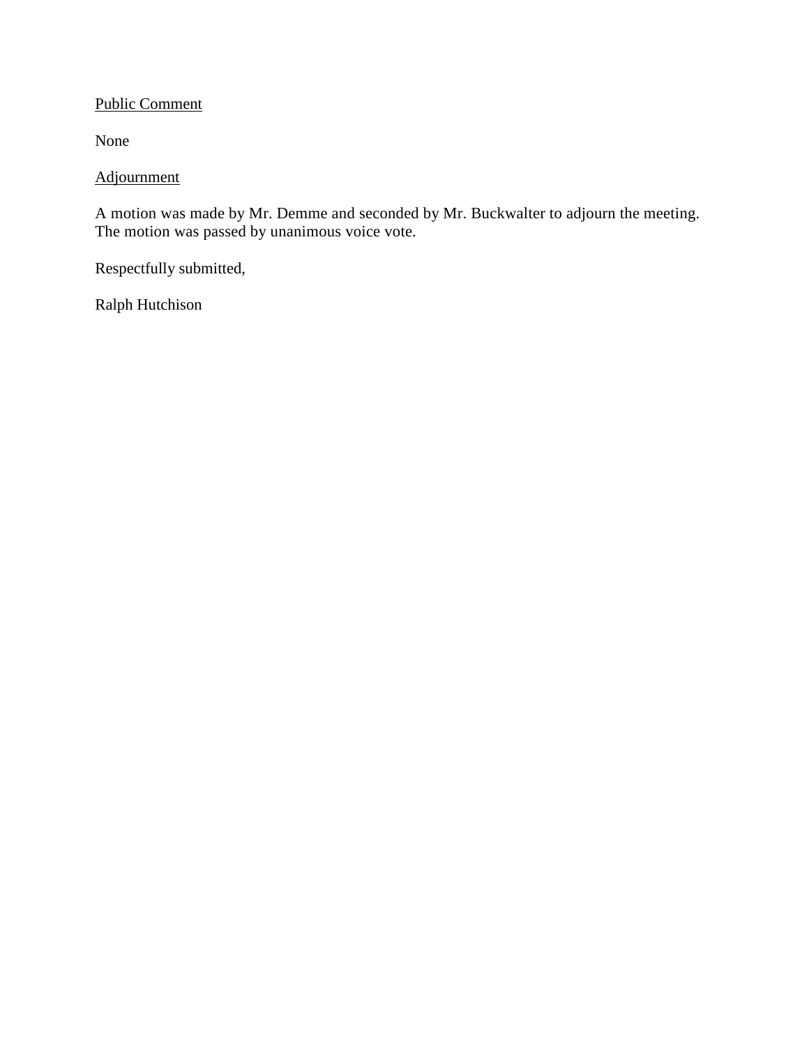<u>Public Comment</u>

None

<u>Adjournment</u>

A motion was made by Mr. Demme and seconded by Mr. Buckwalter to adjourn the meeting. The motion was passed by unanimous voice vote.

Respectfully submitted,

Ralph Hutchison